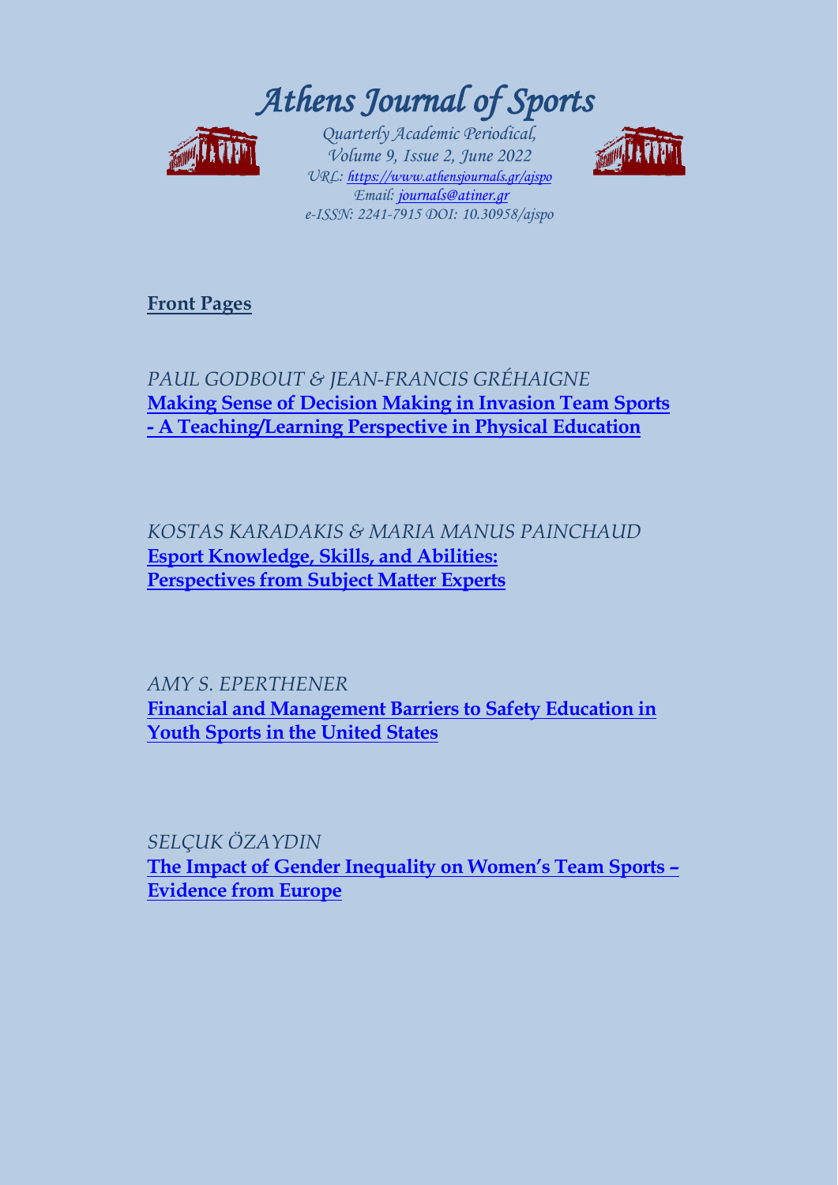# *Athens Journal of Sports*

*Quarterly Academic Periodical,*
*Volume 9, Issue 2, June 2022*
*URL: https://www.athensjournals.gr/ajspo*
*Email: journals@atiner.gr*
*e-ISSN: 2241-7915 DOI: 10.30958/ajspo*

**Front Pages**

*PAUL GODBOUT & JEAN-FRANCIS GRÉHAIGNE*
**Making Sense of Decision Making in Invasion Team Sports - A Teaching/Learning Perspective in Physical Education**

*KOSTAS KARADAKIS & MARIA MANUS PAINCHAUD*
**Esport Knowledge, Skills, and Abilities: Perspectives from Subject Matter Experts**

*AMY S. EPERTHENER*
**Financial and Management Barriers to Safety Education in Youth Sports in the United States**

*SELÇUK ÖZAYDIN*
**The Impact of Gender Inequality on Women's Team Sports – Evidence from Europe**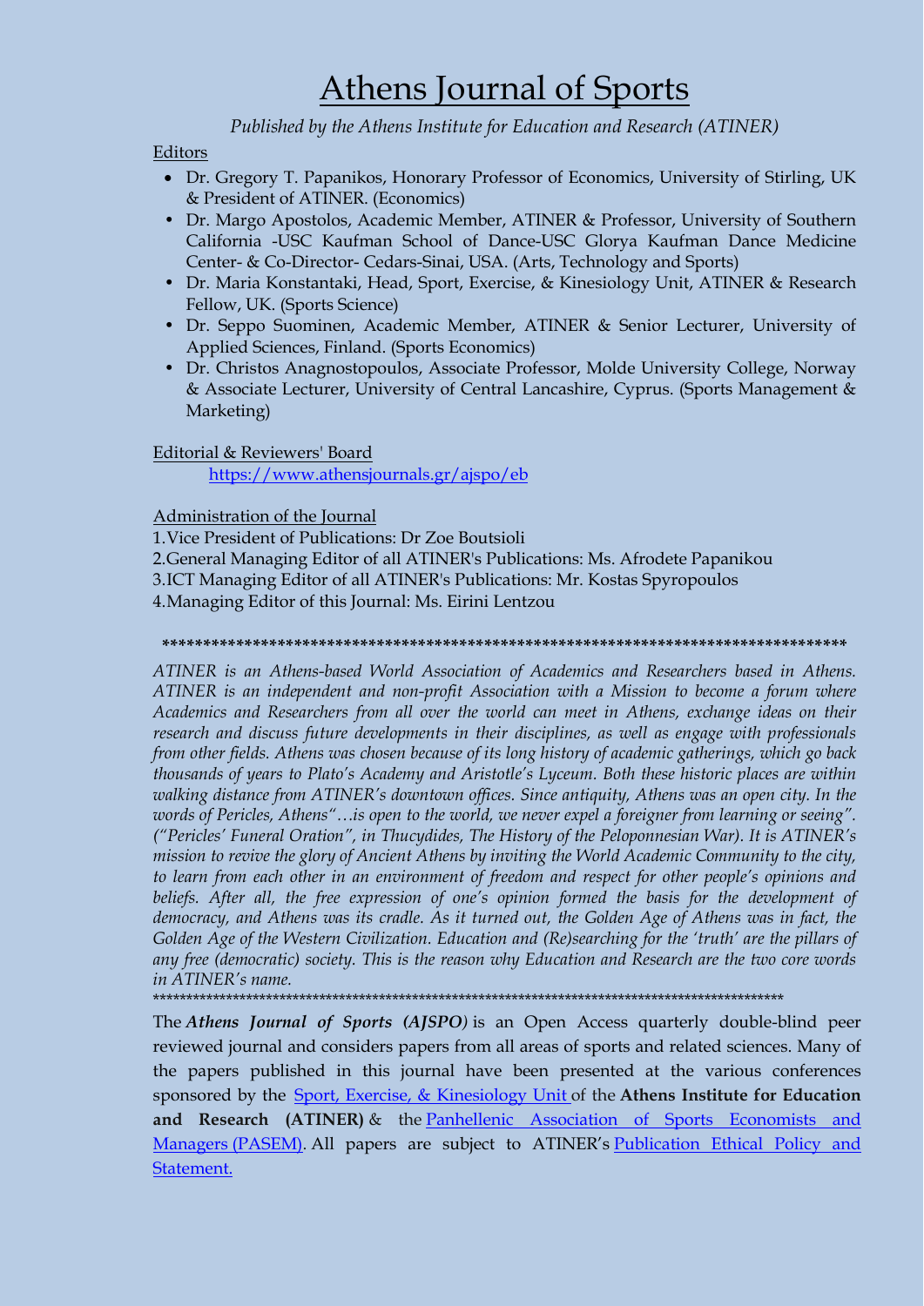# Athens Journal of Sports

*Published by the Athens Institute for Education and Research (ATINER)*

Editors

- Dr. Gregory T. Papanikos, Honorary Professor of Economics, University of Stirling, UK & President of ATINER. (Economics)
- Dr. Margo Apostolos, Academic Member, ATINER & Professor, University of Southern California -USC Kaufman School of Dance-USC Glorya Kaufman Dance Medicine Center- & Co-Director- Cedars-Sinai, USA. (Arts, Technology and Sports)
- Dr. Maria Konstantaki, Head, Sport, Exercise, & Kinesiology Unit, ATINER & Research Fellow, UK. (Sports Science)
- Dr. Seppo Suominen, Academic Member, ATINER & Senior Lecturer, University of Applied Sciences, Finland. (Sports Economics)
- Dr. Christos Anagnostopoulos, Associate Professor, Molde University College, Norway & Associate Lecturer, University of Central Lancashire, Cyprus. (Sports Management & Marketing)

Editorial & Reviewers' Board

https://www.athensjournals.gr/ajspo/eb

Administration of the Journal

1. Vice President of Publications: Dr Zoe Boutsioli
2. General Managing Editor of all ATINER's Publications: Ms. Afrodete Papanikou
3. ICT Managing Editor of all ATINER's Publications: Mr. Kostas Spyropoulos
4. Managing Editor of this Journal: Ms. Eirini Lentzou

\*\*\*\*\*\*\*\*\*\*\*\*\*\*\*\*\*\*\*\*\*\*\*\*\*\*\*\*\*\*\*\*\*\*\*\*\*\*\*\*\*\*\*\*\*\*\*\*\*\*\*\*\*\*\*\*\*\*\*\*\*\*\*\*\*\*\*\*\*\*\*\*\*\*\*\*\*\*\*\*\*\*\*\*\*\*

*ATINER is an Athens-based World Association of Academics and Researchers based in Athens. ATINER is an independent and non-profit Association with a Mission to become a forum where Academics and Researchers from all over the world can meet in Athens, exchange ideas on their research and discuss future developments in their disciplines, as well as engage with professionals from other fields. Athens was chosen because of its long history of academic gatherings, which go back thousands of years to Plato's Academy and Aristotle's Lyceum. Both these historic places are within walking distance from ATINER's downtown offices. Since antiquity, Athens was an open city. In the words of Pericles, Athens"…is open to the world, we never expel a foreigner from learning or seeing". ("Pericles' Funeral Oration", in Thucydides, The History of the Peloponnesian War). It is ATINER's mission to revive the glory of Ancient Athens by inviting the World Academic Community to the city, to learn from each other in an environment of freedom and respect for other people's opinions and beliefs. After all, the free expression of one's opinion formed the basis for the development of democracy, and Athens was its cradle. As it turned out, the Golden Age of Athens was in fact, the Golden Age of the Western Civilization. Education and (Re)searching for the 'truth' are the pillars of any free (democratic) society. This is the reason why Education and Research are the two core words in ATINER's name.*

\*\*\*\*\*\*\*\*\*\*\*\*\*\*\*\*\*\*\*\*\*\*\*\*\*\*\*\*\*\*\*\*\*\*\*\*\*\*\*\*\*\*\*\*\*\*\*\*\*\*\*\*\*\*\*\*\*\*\*\*\*\*\*\*\*\*\*\*\*\*\*\*\*\*\*\*\*\*\*\*\*\*\*\*\*\*\*\*\*\*\*\*\*\*\*\*

The ***Athens Journal of Sports (AJSPO)*** is an Open Access quarterly double-blind peer reviewed journal and considers papers from all areas of sports and related sciences. Many of the papers published in this journal have been presented at the various conferences sponsored by the Sport, Exercise, & Kinesiology Unit of the **Athens Institute for Education and Research (ATINER)** & the Panhellenic Association of Sports Economists and Managers (PASEM). All papers are subject to ATINER's Publication Ethical Policy and Statement.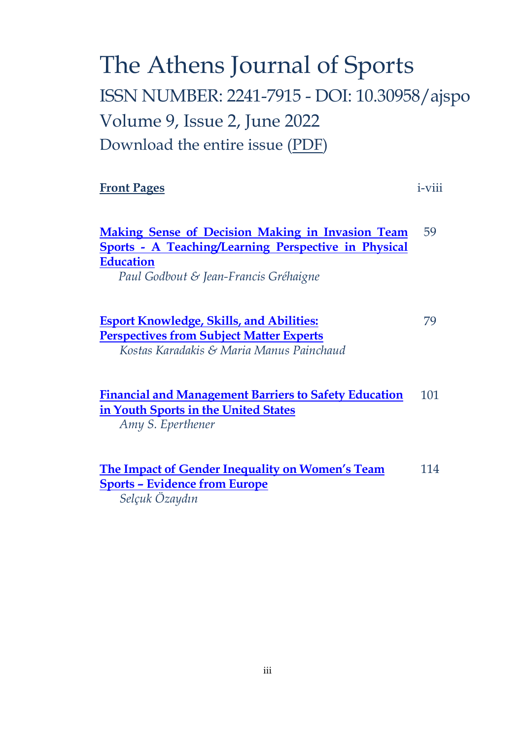# The Athens Journal of Sports

## ISSN NUMBER: 2241-7915 - DOI: 10.30958/ajspo

## Volume 9, Issue 2, June 2022

Download the entire issue (PDF)

| | |
|---|---|
| **Front Pages** | i-viii |
| **Making Sense of Decision Making in Invasion Team Sports - A Teaching/Learning Perspective in Physical Education**<br>*Paul Godbout & Jean-Francis Gréhaigne* | 59 |
| **Esport Knowledge, Skills, and Abilities: Perspectives from Subject Matter Experts**<br>*Kostas Karadakis & Maria Manus Painchaud* | 79 |
| **Financial and Management Barriers to Safety Education in Youth Sports in the United States**<br>*Amy S. Eperthener* | 101 |
| **The Impact of Gender Inequality on Women's Team Sports – Evidence from Europe**<br>*Selçuk Özaydın* | 114 |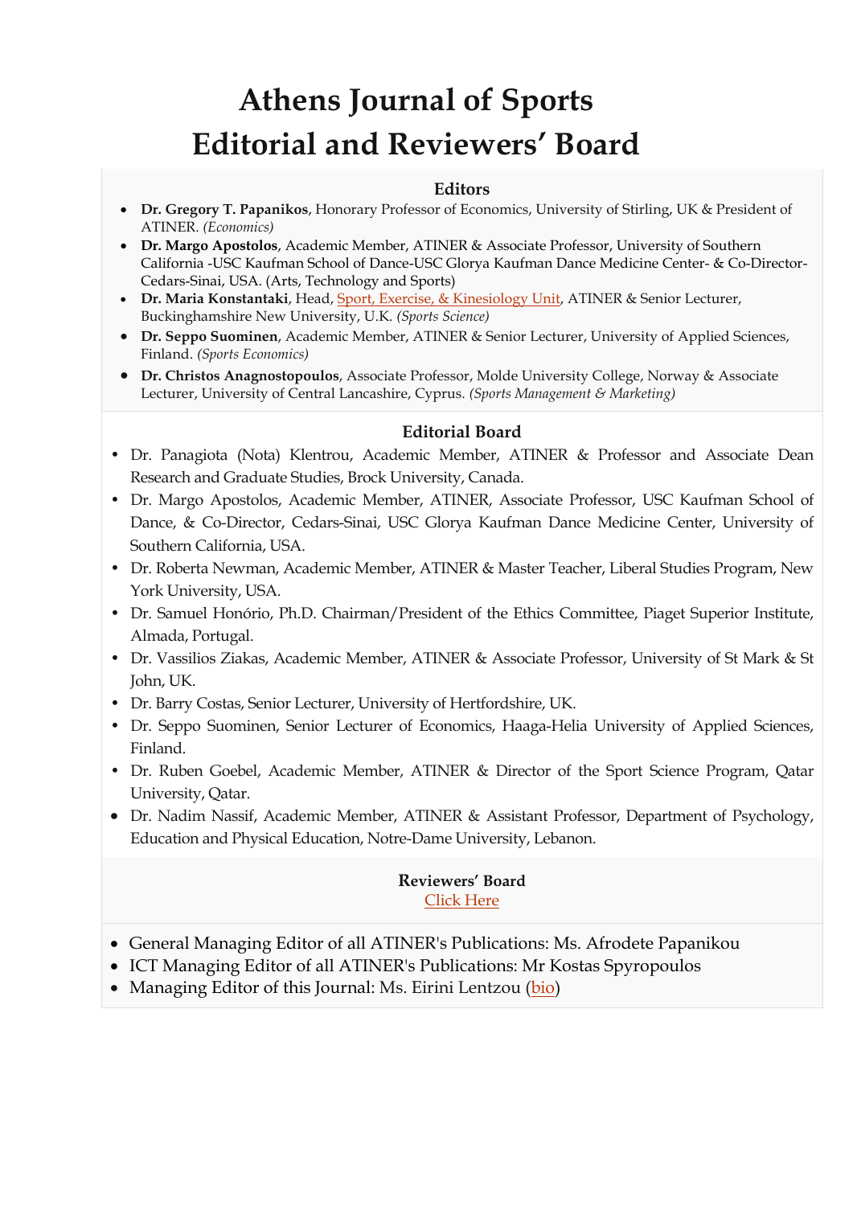# Athens Journal of Sports
# Editorial and Reviewers' Board

### Editors

- **Dr. Gregory T. Papanikos**, Honorary Professor of Economics, University of Stirling, UK & President of ATINER. *(Economics)*
- **Dr. Margo Apostolos**, Academic Member, ATINER & Associate Professor, University of Southern California -USC Kaufman School of Dance-USC Glorya Kaufman Dance Medicine Center- & Co-Director- Cedars-Sinai, USA. (Arts, Technology and Sports)
- **Dr. Maria Konstantaki**, Head, Sport, Exercise, & Kinesiology Unit, ATINER & Senior Lecturer, Buckinghamshire New University, U.K. *(Sports Science)*
- **Dr. Seppo Suominen**, Academic Member, ATINER & Senior Lecturer, University of Applied Sciences, Finland. *(Sports Economics)*
- **Dr. Christos Anagnostopoulos**, Associate Professor, Molde University College, Norway & Associate Lecturer, University of Central Lancashire, Cyprus. *(Sports Management & Marketing)*

### Editorial Board

- Dr. Panagiota (Nota) Klentrou, Academic Member, ATINER & Professor and Associate Dean Research and Graduate Studies, Brock University, Canada.
- Dr. Margo Apostolos, Academic Member, ATINER, Associate Professor, USC Kaufman School of Dance, & Co-Director, Cedars-Sinai, USC Glorya Kaufman Dance Medicine Center, University of Southern California, USA.
- Dr. Roberta Newman, Academic Member, ATINER & Master Teacher, Liberal Studies Program, New York University, USA.
- Dr. Samuel Honório, Ph.D. Chairman/President of the Ethics Committee, Piaget Superior Institute, Almada, Portugal.
- Dr. Vassilios Ziakas, Academic Member, ATINER & Associate Professor, University of St Mark & St John, UK.
- Dr. Barry Costas, Senior Lecturer, University of Hertfordshire, UK.
- Dr. Seppo Suominen, Senior Lecturer of Economics, Haaga-Helia University of Applied Sciences, Finland.
- Dr. Ruben Goebel, Academic Member, ATINER & Director of the Sport Science Program, Qatar University, Qatar.
- Dr. Nadim Nassif, Academic Member, ATINER & Assistant Professor, Department of Psychology, Education and Physical Education, Notre-Dame University, Lebanon.

### Reviewers' Board

Click Here

- General Managing Editor of all ATINER's Publications: Ms. Afrodete Papanikou
- ICT Managing Editor of all ATINER's Publications: Mr Kostas Spyropoulos
- Managing Editor of this Journal: Ms. Eirini Lentzou (bio)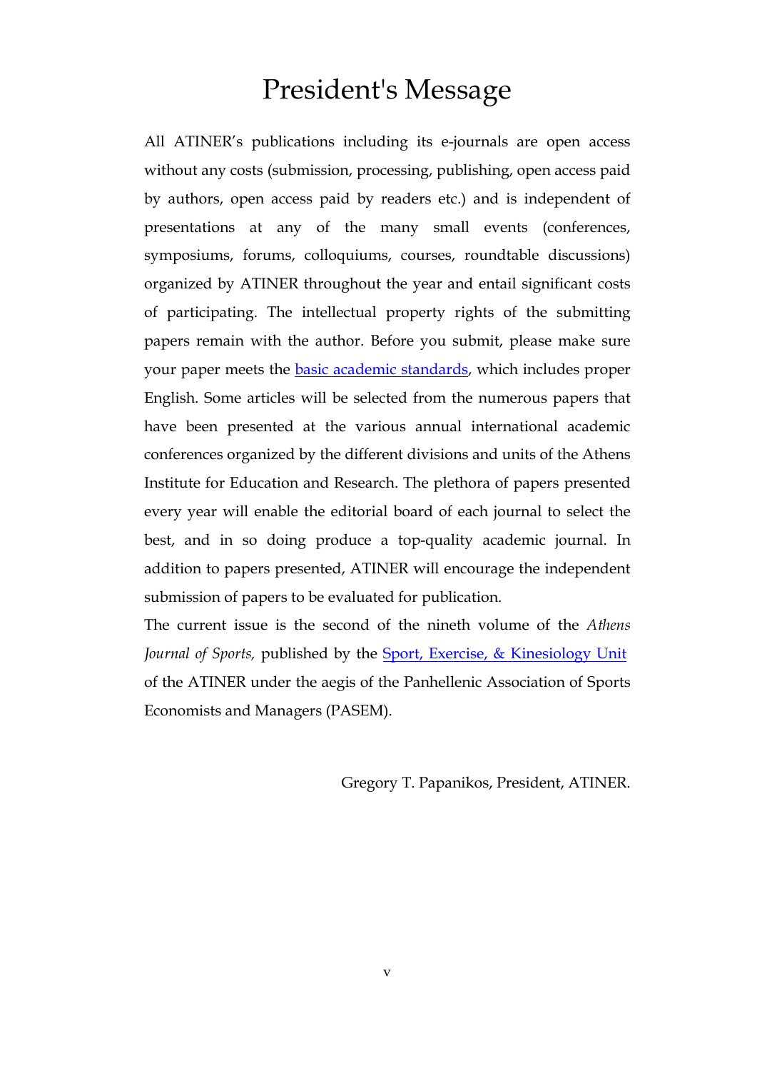# President's Message

All ATINER's publications including its e-journals are open access without any costs (submission, processing, publishing, open access paid by authors, open access paid by readers etc.) and is independent of presentations at any of the many small events (conferences, symposiums, forums, colloquiums, courses, roundtable discussions) organized by ATINER throughout the year and entail significant costs of participating. The intellectual property rights of the submitting papers remain with the author. Before you submit, please make sure your paper meets the basic academic standards, which includes proper English. Some articles will be selected from the numerous papers that have been presented at the various annual international academic conferences organized by the different divisions and units of the Athens Institute for Education and Research. The plethora of papers presented every year will enable the editorial board of each journal to select the best, and in so doing produce a top-quality academic journal. In addition to papers presented, ATINER will encourage the independent submission of papers to be evaluated for publication.

The current issue is the second of the nineth volume of the *Athens Journal of Sports,* published by the Sport, Exercise, & Kinesiology Unit of the ATINER under the aegis of the Panhellenic Association of Sports Economists and Managers (PASEM).

Gregory T. Papanikos, President, ATINER.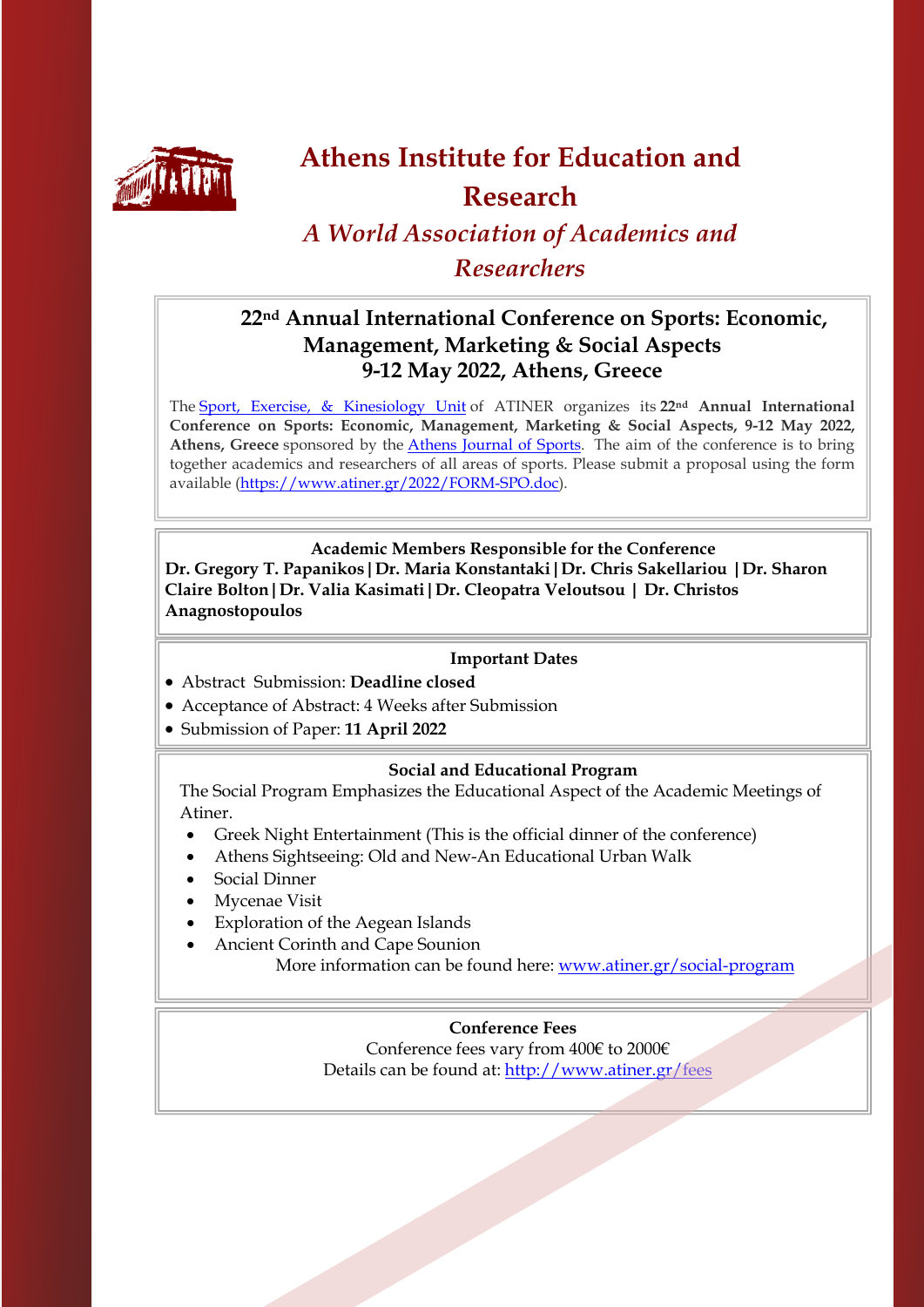# Athens Institute for Education and Research

## *A World Association of Academics and Researchers*

## 22nd Annual International Conference on Sports: Economic, Management, Marketing & Social Aspects
## 9-12 May 2022, Athens, Greece

The [Sport, Exercise, & Kinesiology Unit](#) of ATINER organizes its **22nd Annual International Conference on Sports: Economic, Management, Marketing & Social Aspects, 9-12 May 2022, Athens, Greece** sponsored by the [Athens Journal of Sports](#). The aim of the conference is to bring together academics and researchers of all areas of sports. Please submit a proposal using the form available (https://www.atiner.gr/2022/FORM-SPO.doc).

**Academic Members Responsible for the Conference**

**Dr. Gregory T. Papanikos | Dr. Maria Konstantaki | Dr. Chris Sakellariou | Dr. Sharon Claire Bolton | Dr. Valia Kasimati | Dr. Cleopatra Veloutsou | Dr. Christos Anagnostopoulos**

**Important Dates**

- Abstract Submission: **Deadline closed**
- Acceptance of Abstract: 4 Weeks after Submission
- Submission of Paper: **11 April 2022**

**Social and Educational Program**

The Social Program Emphasizes the Educational Aspect of the Academic Meetings of Atiner.

- Greek Night Entertainment (This is the official dinner of the conference)
- Athens Sightseeing: Old and New-An Educational Urban Walk
- Social Dinner
- Mycenae Visit
- Exploration of the Aegean Islands
- Ancient Corinth and Cape Sounion

More information can be found here: www.atiner.gr/social-program

**Conference Fees**

Conference fees vary from 400€ to 2000€

Details can be found at: http://www.atiner.gr/fees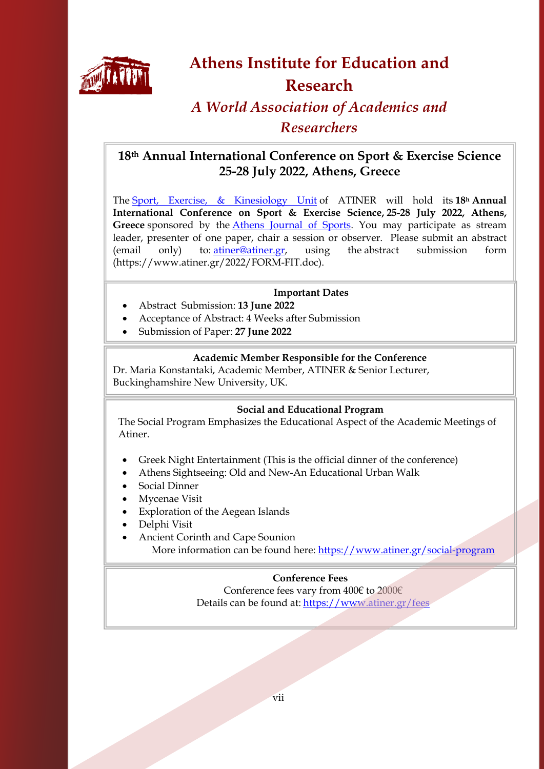# Athens Institute for Education and Research

## *A World Association of Academics and Researchers*

### 18th Annual International Conference on Sport & Exercise Science 25-28 July 2022, Athens, Greece

The Sport, Exercise, & Kinesiology Unit of ATINER will hold its **18th Annual International Conference on Sport & Exercise Science, 25-28 July 2022, Athens, Greece** sponsored by the Athens Journal of Sports. You may participate as stream leader, presenter of one paper, chair a session or observer. Please submit an abstract (email only) to: atiner@atiner.gr, using the abstract submission form (https://www.atiner.gr/2022/FORM-FIT.doc).

**Important Dates**

- Abstract Submission: **13 June 2022**
- Acceptance of Abstract: 4 Weeks after Submission
- Submission of Paper: **27 June 2022**

**Academic Member Responsible for the Conference**

Dr. Maria Konstantaki, Academic Member, ATINER & Senior Lecturer, Buckinghamshire New University, UK.

**Social and Educational Program**

The Social Program Emphasizes the Educational Aspect of the Academic Meetings of Atiner.

- Greek Night Entertainment (This is the official dinner of the conference)
- Athens Sightseeing: Old and New-An Educational Urban Walk
- Social Dinner
- Mycenae Visit
- Exploration of the Aegean Islands
- Delphi Visit
- Ancient Corinth and Cape Sounion

More information can be found here: https://www.atiner.gr/social-program

**Conference Fees**

Conference fees vary from 400€ to 2000€

Details can be found at: https://www.atiner.gr/fees